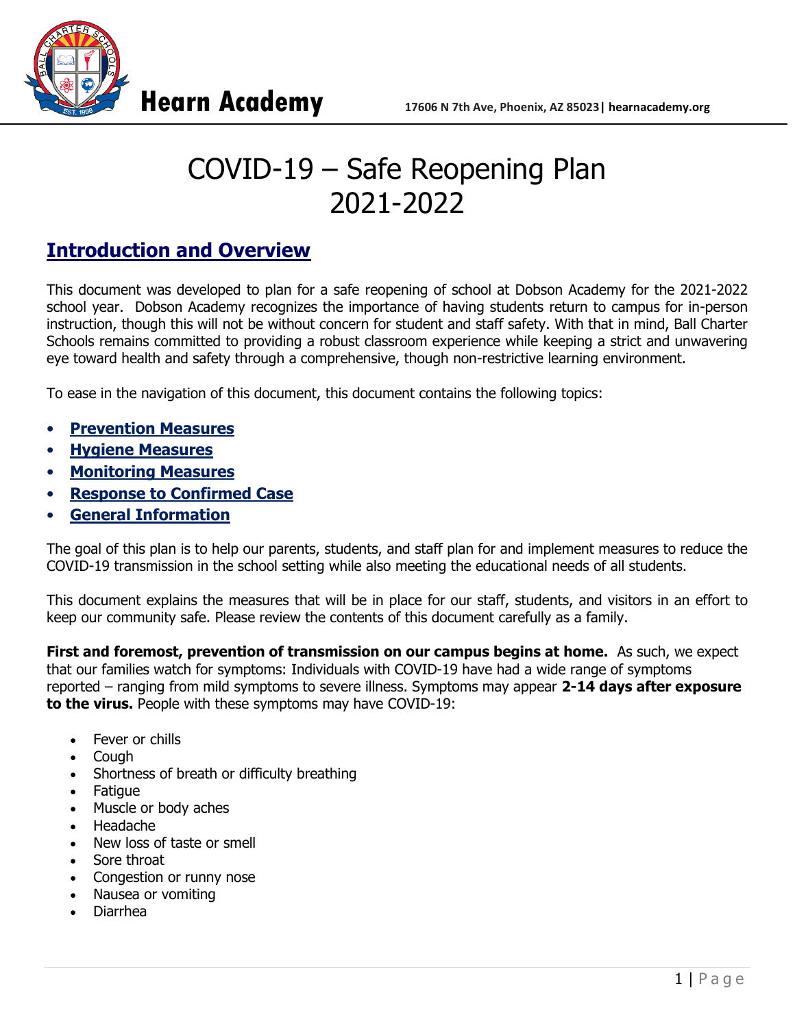Hearn Academy

17606 N 7th Ave, Phoenix, AZ 85023| hearnacademy.org

# COVID-19 – Safe Reopening Plan 2021-2022

## Introduction and Overview

This document was developed to plan for a safe reopening of school at Dobson Academy for the 2021-2022 school year. Dobson Academy recognizes the importance of having students return to campus for in-person instruction, though this will not be without concern for student and staff safety. With that in mind, Ball Charter Schools remains committed to providing a robust classroom experience while keeping a strict and unwavering eye toward health and safety through a comprehensive, though non-restrictive learning environment.

To ease in the navigation of this document, this document contains the following topics:

- **Prevention Measures**
- **Hygiene Measures**
- **Monitoring Measures**
- **Response to Confirmed Case**
- **General Information**

The goal of this plan is to help our parents, students, and staff plan for and implement measures to reduce the COVID-19 transmission in the school setting while also meeting the educational needs of all students.

This document explains the measures that will be in place for our staff, students, and visitors in an effort to keep our community safe. Please review the contents of this document carefully as a family.

**First and foremost, prevention of transmission on our campus begins at home.** As such, we expect that our families watch for symptoms: Individuals with COVID-19 have had a wide range of symptoms reported – ranging from mild symptoms to severe illness. Symptoms may appear **2-14 days after exposure to the virus.** People with these symptoms may have COVID-19:

- Fever or chills
- Cough
- Shortness of breath or difficulty breathing
- Fatigue
- Muscle or body aches
- Headache
- New loss of taste or smell
- Sore throat
- Congestion or runny nose
- Nausea or vomiting
- Diarrhea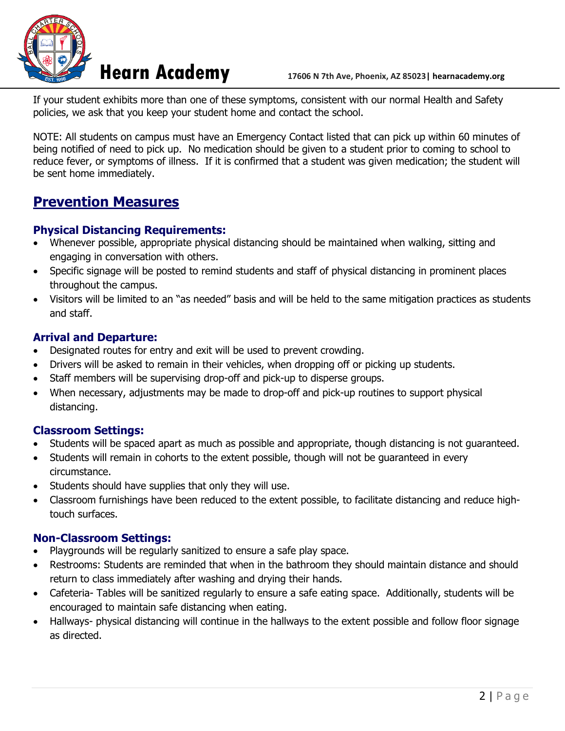If your student exhibits more than one of these symptoms, consistent with our normal Health and Safety policies, we ask that you keep your student home and contact the school.

NOTE: All students on campus must have an Emergency Contact listed that can pick up within 60 minutes of being notified of need to pick up. No medication should be given to a student prior to coming to school to reduce fever, or symptoms of illness. If it is confirmed that a student was given medication; the student will be sent home immediately.

## Prevention Measures

### Physical Distancing Requirements:

- Whenever possible, appropriate physical distancing should be maintained when walking, sitting and engaging in conversation with others.
- Specific signage will be posted to remind students and staff of physical distancing in prominent places throughout the campus.
- Visitors will be limited to an "as needed" basis and will be held to the same mitigation practices as students and staff.

### Arrival and Departure:

- Designated routes for entry and exit will be used to prevent crowding.
- Drivers will be asked to remain in their vehicles, when dropping off or picking up students.
- Staff members will be supervising drop-off and pick-up to disperse groups.
- When necessary, adjustments may be made to drop-off and pick-up routines to support physical distancing.

### Classroom Settings:

- Students will be spaced apart as much as possible and appropriate, though distancing is not guaranteed.
- Students will remain in cohorts to the extent possible, though will not be guaranteed in every circumstance.
- Students should have supplies that only they will use.
- Classroom furnishings have been reduced to the extent possible, to facilitate distancing and reduce high-touch surfaces.

### Non-Classroom Settings:

- Playgrounds will be regularly sanitized to ensure a safe play space.
- Restrooms: Students are reminded that when in the bathroom they should maintain distance and should return to class immediately after washing and drying their hands.
- Cafeteria- Tables will be sanitized regularly to ensure a safe eating space. Additionally, students will be encouraged to maintain safe distancing when eating.
- Hallways- physical distancing will continue in the hallways to the extent possible and follow floor signage as directed.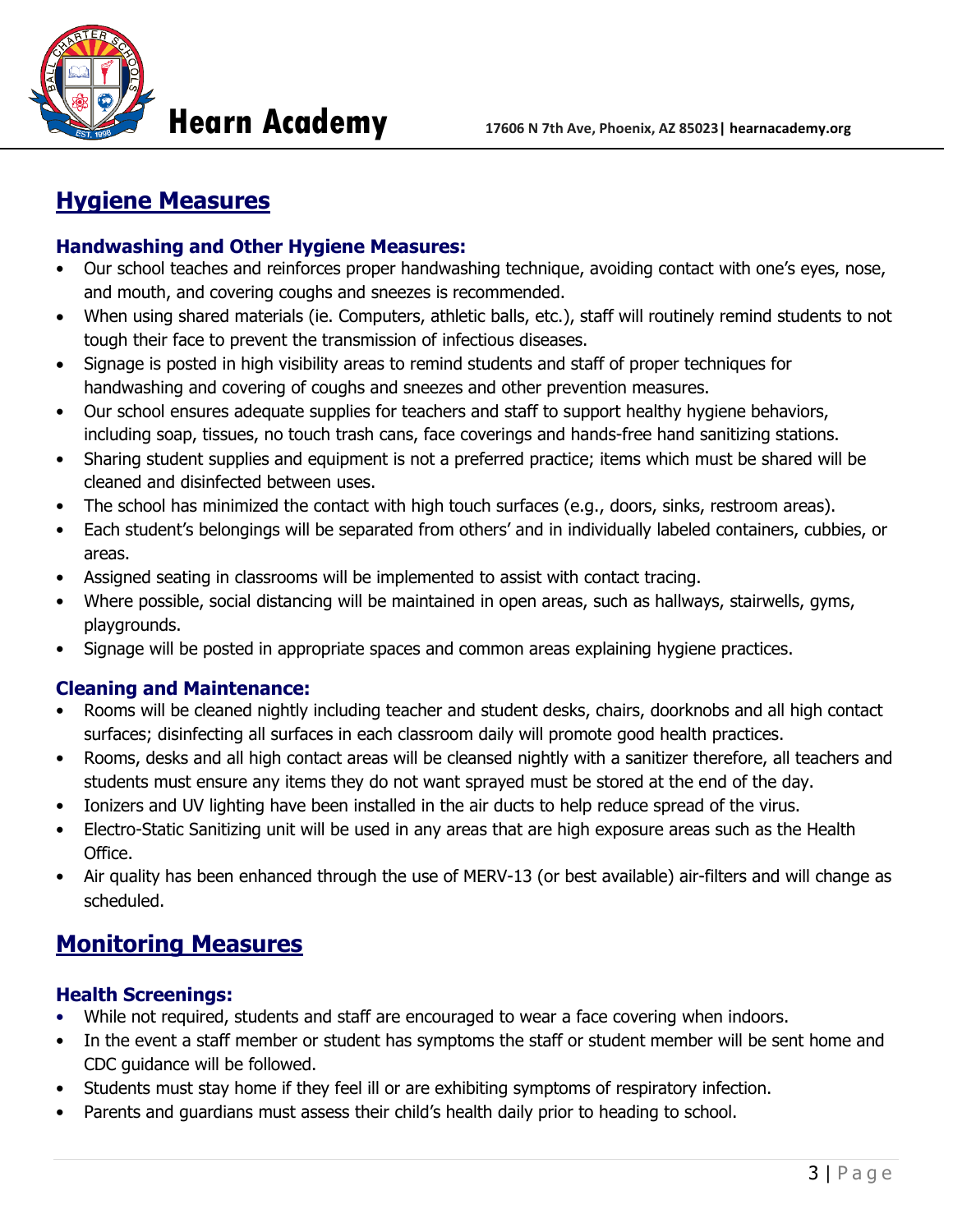## Hygiene Measures

### Handwashing and Other Hygiene Measures:

- Our school teaches and reinforces proper handwashing technique, avoiding contact with one's eyes, nose, and mouth, and covering coughs and sneezes is recommended.
- When using shared materials (ie. Computers, athletic balls, etc.), staff will routinely remind students to not tough their face to prevent the transmission of infectious diseases.
- Signage is posted in high visibility areas to remind students and staff of proper techniques for handwashing and covering of coughs and sneezes and other prevention measures.
- Our school ensures adequate supplies for teachers and staff to support healthy hygiene behaviors, including soap, tissues, no touch trash cans, face coverings and hands-free hand sanitizing stations.
- Sharing student supplies and equipment is not a preferred practice; items which must be shared will be cleaned and disinfected between uses.
- The school has minimized the contact with high touch surfaces (e.g., doors, sinks, restroom areas).
- Each student's belongings will be separated from others' and in individually labeled containers, cubbies, or areas.
- Assigned seating in classrooms will be implemented to assist with contact tracing.
- Where possible, social distancing will be maintained in open areas, such as hallways, stairwells, gyms, playgrounds.
- Signage will be posted in appropriate spaces and common areas explaining hygiene practices.

### Cleaning and Maintenance:

- Rooms will be cleaned nightly including teacher and student desks, chairs, doorknobs and all high contact surfaces; disinfecting all surfaces in each classroom daily will promote good health practices.
- Rooms, desks and all high contact areas will be cleansed nightly with a sanitizer therefore, all teachers and students must ensure any items they do not want sprayed must be stored at the end of the day.
- Ionizers and UV lighting have been installed in the air ducts to help reduce spread of the virus.
- Electro-Static Sanitizing unit will be used in any areas that are high exposure areas such as the Health Office.
- Air quality has been enhanced through the use of MERV-13 (or best available) air-filters and will change as scheduled.

## Monitoring Measures

### Health Screenings:

- While not required, students and staff are encouraged to wear a face covering when indoors.
- In the event a staff member or student has symptoms the staff or student member will be sent home and CDC guidance will be followed.
- Students must stay home if they feel ill or are exhibiting symptoms of respiratory infection.
- Parents and guardians must assess their child's health daily prior to heading to school.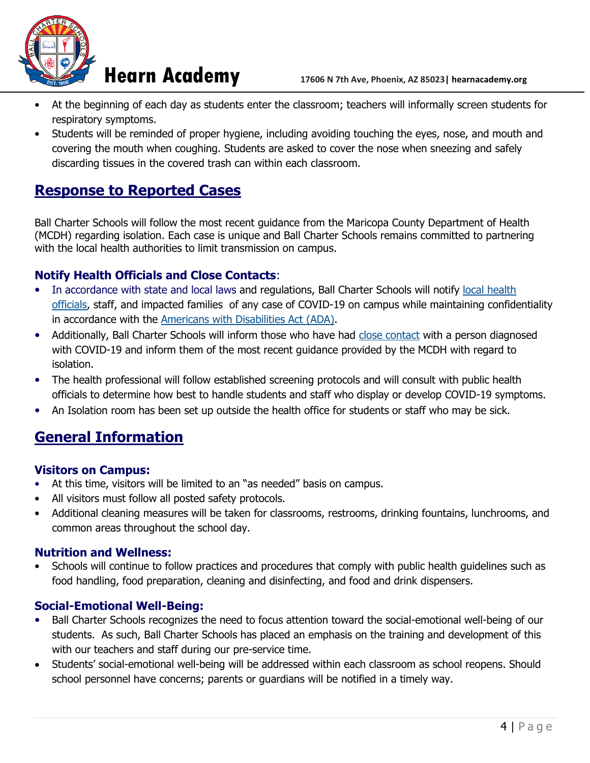- At the beginning of each day as students enter the classroom; teachers will informally screen students for respiratory symptoms.
- Students will be reminded of proper hygiene, including avoiding touching the eyes, nose, and mouth and covering the mouth when coughing. Students are asked to cover the nose when sneezing and safely discarding tissues in the covered trash can within each classroom.

## Response to Reported Cases

Ball Charter Schools will follow the most recent guidance from the Maricopa County Department of Health (MCDH) regarding isolation. Each case is unique and Ball Charter Schools remains committed to partnering with the local health authorities to limit transmission on campus.

### Notify Health Officials and Close Contacts:

- In accordance with state and local laws and regulations, Ball Charter Schools will notify local health officials, staff, and impacted families of any case of COVID-19 on campus while maintaining confidentiality in accordance with the Americans with Disabilities Act (ADA).
- Additionally, Ball Charter Schools will inform those who have had close contact with a person diagnosed with COVID-19 and inform them of the most recent guidance provided by the MCDH with regard to isolation.
- The health professional will follow established screening protocols and will consult with public health officials to determine how best to handle students and staff who display or develop COVID-19 symptoms.
- An Isolation room has been set up outside the health office for students or staff who may be sick.

## General Information

### Visitors on Campus:

- At this time, visitors will be limited to an "as needed" basis on campus.
- All visitors must follow all posted safety protocols.
- Additional cleaning measures will be taken for classrooms, restrooms, drinking fountains, lunchrooms, and common areas throughout the school day.

### Nutrition and Wellness:

- Schools will continue to follow practices and procedures that comply with public health guidelines such as food handling, food preparation, cleaning and disinfecting, and food and drink dispensers.

### Social-Emotional Well-Being:

- Ball Charter Schools recognizes the need to focus attention toward the social-emotional well-being of our students. As such, Ball Charter Schools has placed an emphasis on the training and development of this with our teachers and staff during our pre-service time.
- Students' social-emotional well-being will be addressed within each classroom as school reopens. Should school personnel have concerns; parents or guardians will be notified in a timely way.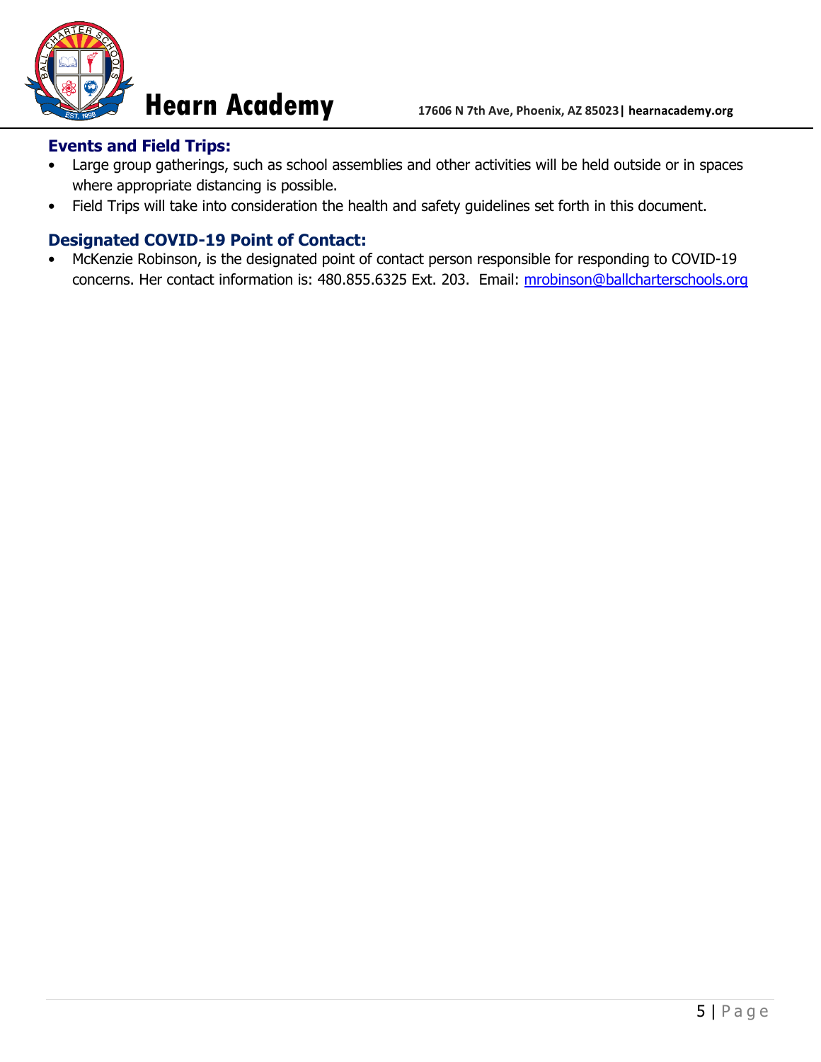### Events and Field Trips:

- Large group gatherings, such as school assemblies and other activities will be held outside or in spaces where appropriate distancing is possible.
- Field Trips will take into consideration the health and safety guidelines set forth in this document.

### Designated COVID-19 Point of Contact:

- McKenzie Robinson, is the designated point of contact person responsible for responding to COVID-19 concerns. Her contact information is: 480.855.6325 Ext. 203. Email: mrobinson@ballcharterschools.org